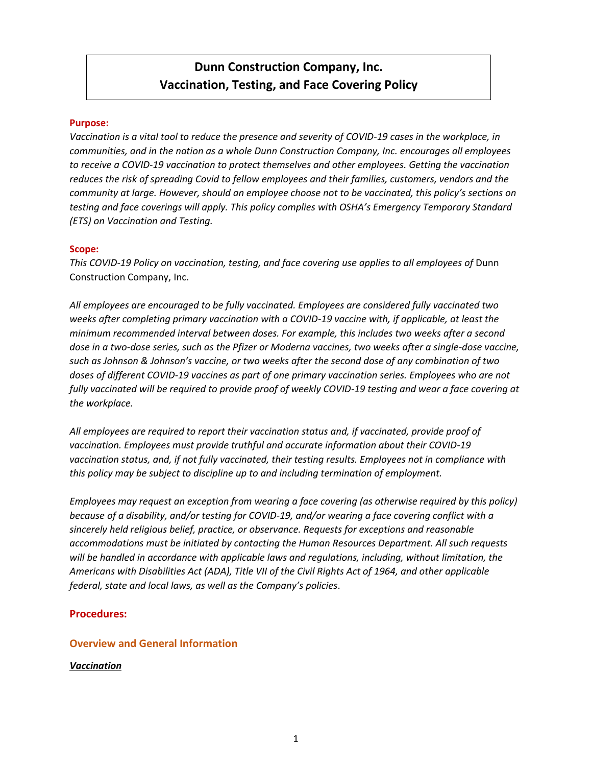# Dunn Construction Company, Inc.
# Vaccination, Testing, and Face Covering Policy

**Purpose:**

*Vaccination is a vital tool to reduce the presence and severity of COVID-19 cases in the workplace, in communities, and in the nation as a whole Dunn Construction Company, Inc. encourages all employees to receive a COVID-19 vaccination to protect themselves and other employees. Getting the vaccination reduces the risk of spreading Covid to fellow employees and their families, customers, vendors and the community at large. However, should an employee choose not to be vaccinated, this policy's sections on testing and face coverings will apply. This policy complies with OSHA's Emergency Temporary Standard (ETS) on Vaccination and Testing.*

**Scope:**

*This COVID-19 Policy on vaccination, testing, and face covering use applies to all employees of* Dunn Construction Company, Inc.

*All employees are encouraged to be fully vaccinated. Employees are considered fully vaccinated two weeks after completing primary vaccination with a COVID-19 vaccine with, if applicable, at least the minimum recommended interval between doses. For example, this includes two weeks after a second dose in a two-dose series, such as the Pfizer or Moderna vaccines, two weeks after a single-dose vaccine, such as Johnson & Johnson's vaccine, or two weeks after the second dose of any combination of two doses of different COVID-19 vaccines as part of one primary vaccination series. Employees who are not fully vaccinated will be required to provide proof of weekly COVID-19 testing and wear a face covering at the workplace.*

*All employees are required to report their vaccination status and, if vaccinated, provide proof of vaccination. Employees must provide truthful and accurate information about their COVID-19 vaccination status, and, if not fully vaccinated, their testing results. Employees not in compliance with this policy may be subject to discipline up to and including termination of employment.*

*Employees may request an exception from wearing a face covering (as otherwise required by this policy) because of a disability, and/or testing for COVID-19, and/or wearing a face covering conflict with a sincerely held religious belief, practice, or observance. Requests for exceptions and reasonable accommodations must be initiated by contacting the Human Resources Department. All such requests will be handled in accordance with applicable laws and regulations, including, without limitation, the Americans with Disabilities Act (ADA), Title VII of the Civil Rights Act of 1964, and other applicable federal, state and local laws, as well as the Company's policies*.

## Procedures:

### Overview and General Information

***Vaccination***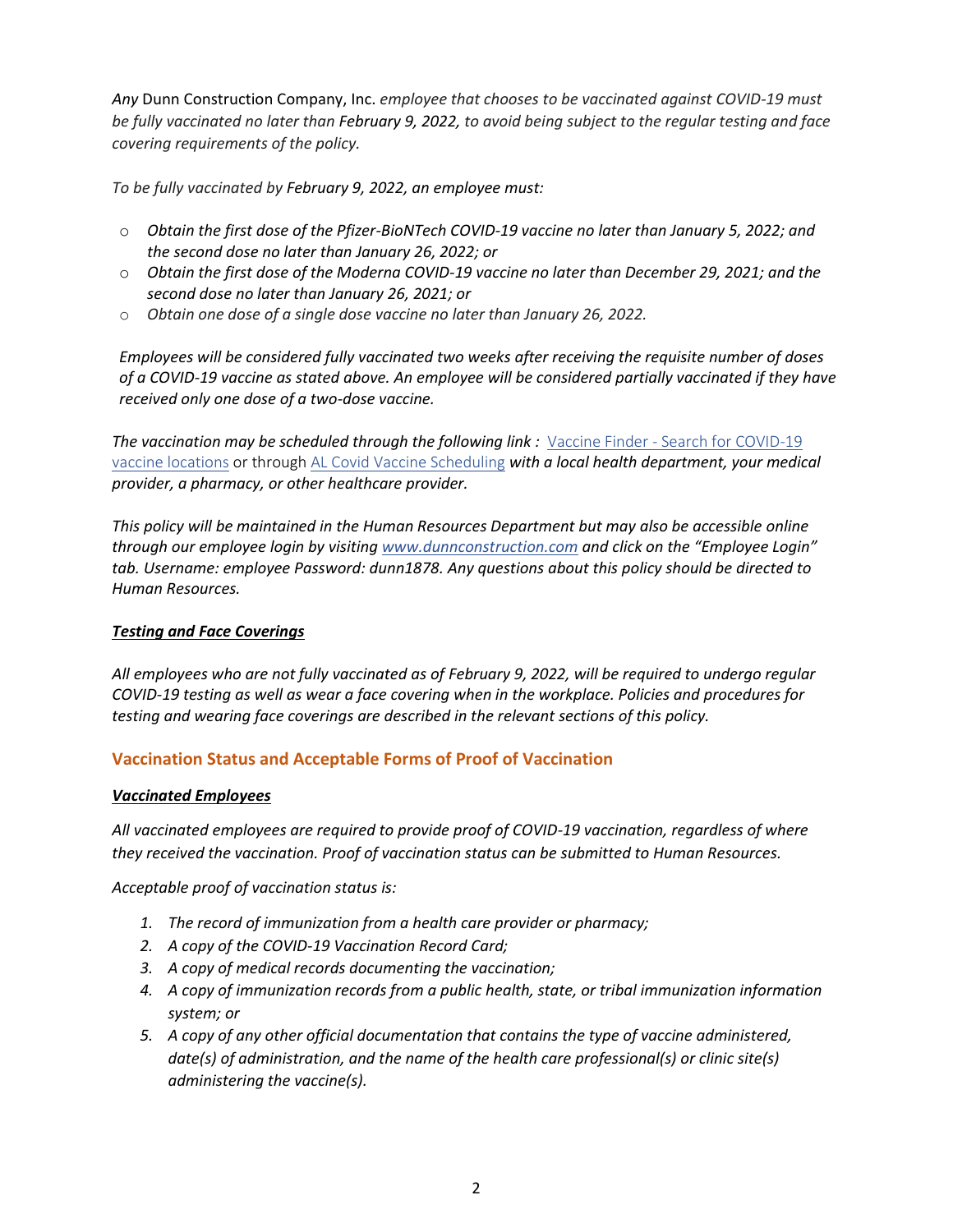*Any* Dunn Construction Company, Inc. *employee that chooses to be vaccinated against COVID-19 must be fully vaccinated no later than* February 9, 2022, *to avoid being subject to the regular testing and face covering requirements of the policy.*

*To be fully vaccinated by* February 9, 2022, *an employee must:*

- *Obtain the first dose of the Pfizer-BioNTech COVID-19 vaccine no later than January 5, 2022; and the second dose no later than January 26, 2022; or*
- *Obtain the first dose of the Moderna COVID-19 vaccine no later than December 29, 2021; and the second dose no later than January 26, 2021; or*
- *Obtain one dose of a single dose vaccine no later than January 26, 2022.*

*Employees will be considered fully vaccinated two weeks after receiving the requisite number of doses of a COVID-19 vaccine as stated above. An employee will be considered partially vaccinated if they have received only one dose of a two-dose vaccine.*

*The vaccination may be scheduled through the following link :* Vaccine Finder - Search for COVID-19 vaccine locations or through AL Covid Vaccine Scheduling *with a local health department, your medical provider, a pharmacy, or other healthcare provider.*

*This policy will be maintained in the Human Resources Department but may also be accessible online through our employee login by visiting www.dunnconstruction.com and click on the "Employee Login" tab. Username: employee Password: dunn1878. Any questions about this policy should be directed to Human Resources.*

***Testing and Face Coverings***

*All employees who are not fully vaccinated as of February 9, 2022, will be required to undergo regular COVID-19 testing as well as wear a face covering when in the workplace. Policies and procedures for testing and wearing face coverings are described in the relevant sections of this policy.*

## Vaccination Status and Acceptable Forms of Proof of Vaccination

***Vaccinated Employees***

*All vaccinated employees are required to provide proof of COVID-19 vaccination, regardless of where they received the vaccination. Proof of vaccination status can be submitted to Human Resources.*

*Acceptable proof of vaccination status is:*

1. *The record of immunization from a health care provider or pharmacy;*
2. *A copy of the COVID-19 Vaccination Record Card;*
3. *A copy of medical records documenting the vaccination;*
4. *A copy of immunization records from a public health, state, or tribal immunization information system; or*
5. *A copy of any other official documentation that contains the type of vaccine administered, date(s) of administration, and the name of the health care professional(s) or clinic site(s) administering the vaccine(s).*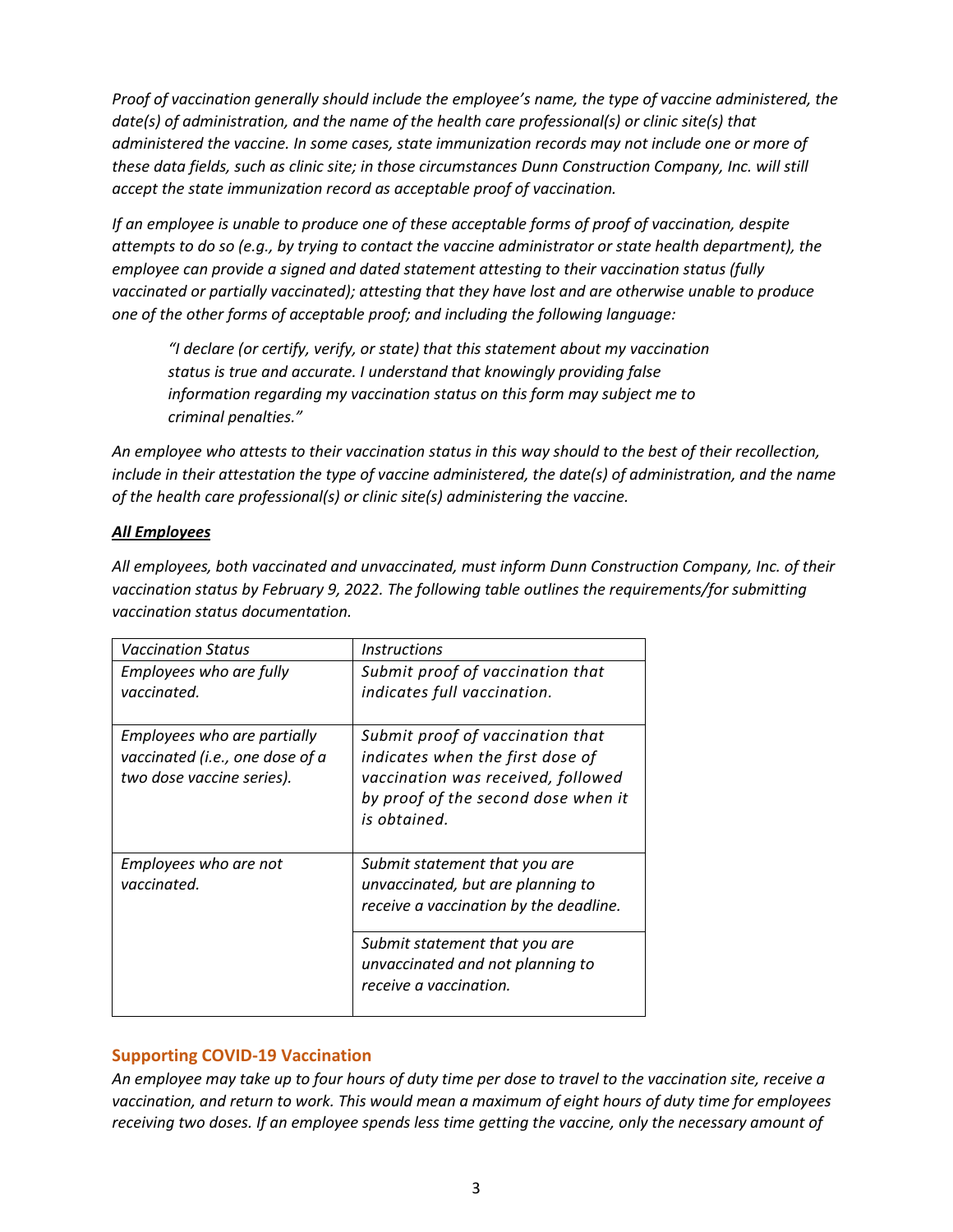*Proof of vaccination generally should include the employee's name, the type of vaccine administered, the date(s) of administration, and the name of the health care professional(s) or clinic site(s) that administered the vaccine. In some cases, state immunization records may not include one or more of these data fields, such as clinic site; in those circumstances Dunn Construction Company, Inc. will still accept the state immunization record as acceptable proof of vaccination.*

*If an employee is unable to produce one of these acceptable forms of proof of vaccination, despite attempts to do so (e.g., by trying to contact the vaccine administrator or state health department), the employee can provide a signed and dated statement attesting to their vaccination status (fully vaccinated or partially vaccinated); attesting that they have lost and are otherwise unable to produce one of the other forms of acceptable proof; and including the following language:*

> *"I declare (or certify, verify, or state) that this statement about my vaccination status is true and accurate. I understand that knowingly providing false information regarding my vaccination status on this form may subject me to criminal penalties."*

*An employee who attests to their vaccination status in this way should to the best of their recollection, include in their attestation the type of vaccine administered, the date(s) of administration, and the name of the health care professional(s) or clinic site(s) administering the vaccine.*

***All Employees***

*All employees, both vaccinated and unvaccinated, must inform Dunn Construction Company, Inc. of their vaccination status by February 9, 2022. The following table outlines the requirements/for submitting vaccination status documentation.*

| *Vaccination Status* | *Instructions* |
|---|---|
| *Employees who are fully vaccinated.* | *Submit proof of vaccination that indicates full vaccination.* |
| *Employees who are partially vaccinated (i.e., one dose of a two dose vaccine series).* | *Submit proof of vaccination that indicates when the first dose of vaccination was received, followed by proof of the second dose when it is obtained.* |
| *Employees who are not vaccinated.* | *Submit statement that you are unvaccinated, but are planning to receive a vaccination by the deadline.* |
| | *Submit statement that you are unvaccinated and not planning to receive a vaccination.* |

## Supporting COVID-19 Vaccination

*An employee may take up to four hours of duty time per dose to travel to the vaccination site, receive a vaccination, and return to work. This would mean a maximum of eight hours of duty time for employees receiving two doses. If an employee spends less time getting the vaccine, only the necessary amount of*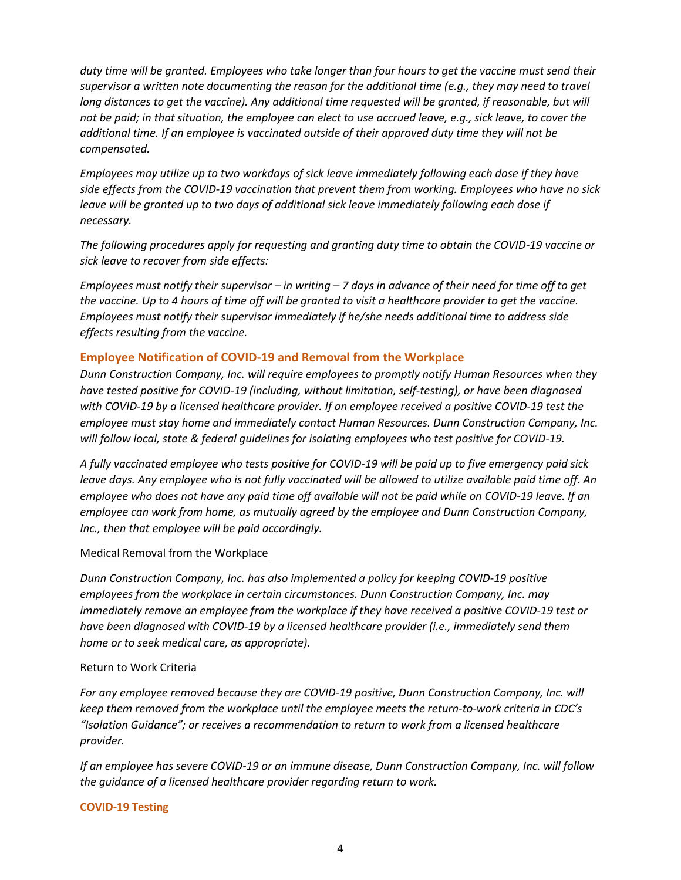*duty time will be granted. Employees who take longer than four hours to get the vaccine must send their supervisor a written note documenting the reason for the additional time (e.g., they may need to travel long distances to get the vaccine). Any additional time requested will be granted, if reasonable, but will not be paid; in that situation, the employee can elect to use accrued leave, e.g., sick leave, to cover the additional time. If an employee is vaccinated outside of their approved duty time they will not be compensated.*

*Employees may utilize up to two workdays of sick leave immediately following each dose if they have side effects from the COVID-19 vaccination that prevent them from working. Employees who have no sick leave will be granted up to two days of additional sick leave immediately following each dose if necessary.*

*The following procedures apply for requesting and granting duty time to obtain the COVID-19 vaccine or sick leave to recover from side effects:*

*Employees must notify their supervisor – in writing – 7 days in advance of their need for time off to get the vaccine. Up to 4 hours of time off will be granted to visit a healthcare provider to get the vaccine. Employees must notify their supervisor immediately if he/she needs additional time to address side effects resulting from the vaccine.*

## Employee Notification of COVID-19 and Removal from the Workplace

*Dunn Construction Company, Inc. will require employees to promptly notify Human Resources when they have tested positive for COVID-19 (including, without limitation, self-testing), or have been diagnosed with COVID-19 by a licensed healthcare provider. If an employee received a positive COVID-19 test the employee must stay home and immediately contact Human Resources. Dunn Construction Company, Inc. will follow local, state & federal guidelines for isolating employees who test positive for COVID-19.*

*A fully vaccinated employee who tests positive for COVID-19 will be paid up to five emergency paid sick leave days. Any employee who is not fully vaccinated will be allowed to utilize available paid time off. An employee who does not have any paid time off available will not be paid while on COVID-19 leave. If an employee can work from home, as mutually agreed by the employee and Dunn Construction Company, Inc., then that employee will be paid accordingly.*

### Medical Removal from the Workplace

*Dunn Construction Company, Inc. has also implemented a policy for keeping COVID-19 positive employees from the workplace in certain circumstances. Dunn Construction Company, Inc. may immediately remove an employee from the workplace if they have received a positive COVID-19 test or have been diagnosed with COVID-19 by a licensed healthcare provider (i.e., immediately send them home or to seek medical care, as appropriate).*

### Return to Work Criteria

*For any employee removed because they are COVID-19 positive, Dunn Construction Company, Inc. will keep them removed from the workplace until the employee meets the return-to-work criteria in CDC's "Isolation Guidance"; or receives a recommendation to return to work from a licensed healthcare provider.*

*If an employee has severe COVID-19 or an immune disease, Dunn Construction Company, Inc. will follow the guidance of a licensed healthcare provider regarding return to work.*

## COVID-19 Testing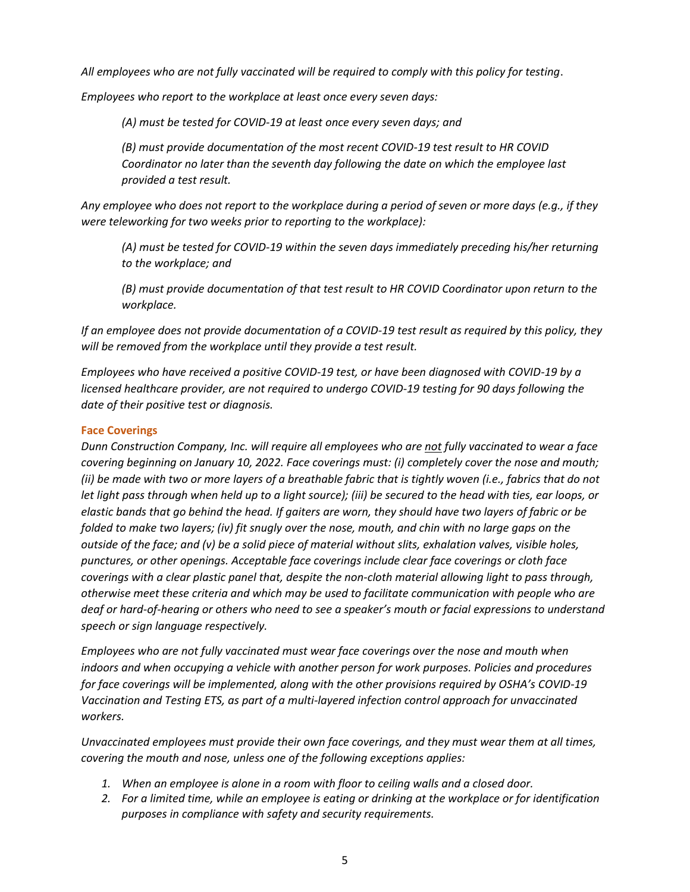*All employees who are not fully vaccinated will be required to comply with this policy for testing*.

*Employees who report to the workplace at least once every seven days:*

> *(A) must be tested for COVID-19 at least once every seven days; and*
>
> *(B) must provide documentation of the most recent COVID-19 test result to HR COVID Coordinator no later than the seventh day following the date on which the employee last provided a test result.*

*Any employee who does not report to the workplace during a period of seven or more days (e.g., if they were teleworking for two weeks prior to reporting to the workplace):*

> *(A) must be tested for COVID-19 within the seven days immediately preceding his/her returning to the workplace; and*
>
> *(B) must provide documentation of that test result to HR COVID Coordinator upon return to the workplace.*

*If an employee does not provide documentation of a COVID-19 test result as required by this policy, they will be removed from the workplace until they provide a test result.*

*Employees who have received a positive COVID-19 test, or have been diagnosed with COVID-19 by a licensed healthcare provider, are not required to undergo COVID-19 testing for 90 days following the date of their positive test or diagnosis.*

### Face Coverings

*Dunn Construction Company, Inc. will require all employees who are <u>not</u> fully vaccinated to wear a face covering beginning on January 10, 2022. Face coverings must: (i) completely cover the nose and mouth; (ii) be made with two or more layers of a breathable fabric that is tightly woven (i.e., fabrics that do not let light pass through when held up to a light source); (iii) be secured to the head with ties, ear loops, or elastic bands that go behind the head. If gaiters are worn, they should have two layers of fabric or be folded to make two layers; (iv) fit snugly over the nose, mouth, and chin with no large gaps on the outside of the face; and (v) be a solid piece of material without slits, exhalation valves, visible holes, punctures, or other openings. Acceptable face coverings include clear face coverings or cloth face coverings with a clear plastic panel that, despite the non-cloth material allowing light to pass through, otherwise meet these criteria and which may be used to facilitate communication with people who are deaf or hard-of-hearing or others who need to see a speaker's mouth or facial expressions to understand speech or sign language respectively.*

*Employees who are not fully vaccinated must wear face coverings over the nose and mouth when indoors and when occupying a vehicle with another person for work purposes. Policies and procedures for face coverings will be implemented, along with the other provisions required by OSHA's COVID-19 Vaccination and Testing ETS, as part of a multi-layered infection control approach for unvaccinated workers.*

*Unvaccinated employees must provide their own face coverings, and they must wear them at all times, covering the mouth and nose, unless one of the following exceptions applies:*

1. *When an employee is alone in a room with floor to ceiling walls and a closed door.*
2. *For a limited time, while an employee is eating or drinking at the workplace or for identification purposes in compliance with safety and security requirements.*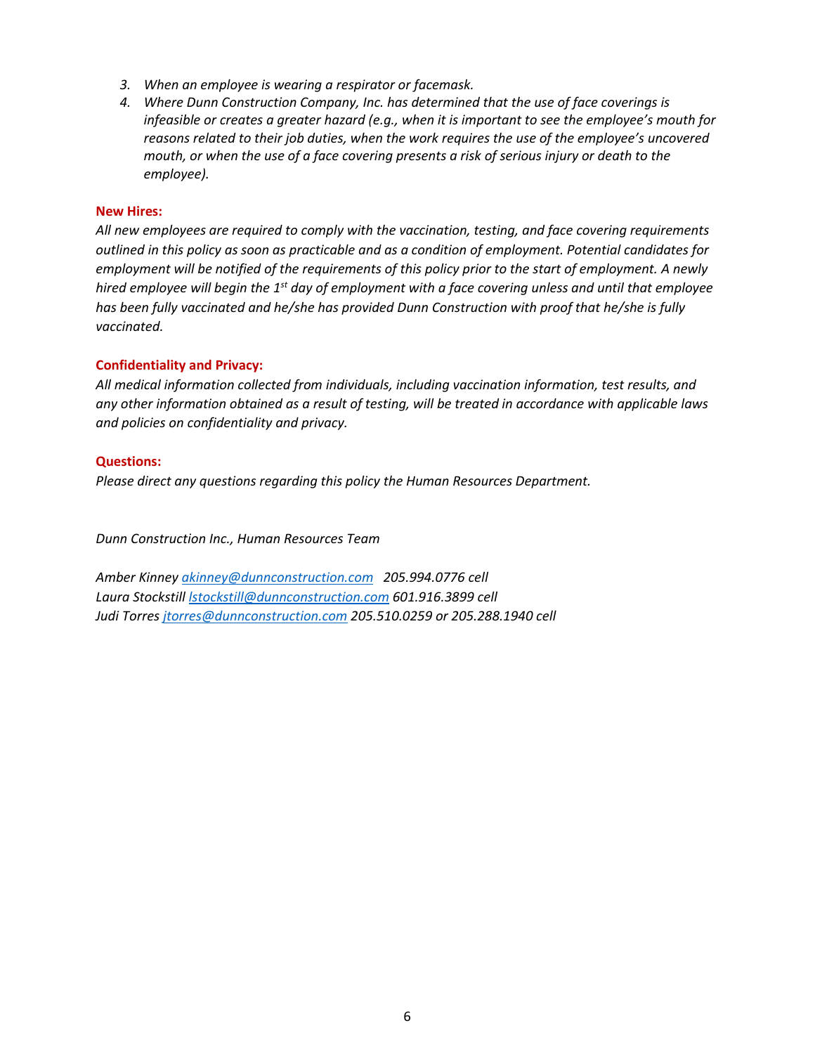3. *When an employee is wearing a respirator or facemask.*
4. *Where Dunn Construction Company, Inc. has determined that the use of face coverings is infeasible or creates a greater hazard (e.g., when it is important to see the employee's mouth for reasons related to their job duties, when the work requires the use of the employee's uncovered mouth, or when the use of a face covering presents a risk of serious injury or death to the employee).*

**New Hires:**

*All new employees are required to comply with the vaccination, testing, and face covering requirements outlined in this policy as soon as practicable and as a condition of employment. Potential candidates for employment will be notified of the requirements of this policy prior to the start of employment. A newly hired employee will begin the 1st day of employment with a face covering unless and until that employee has been fully vaccinated and he/she has provided Dunn Construction with proof that he/she is fully vaccinated.*

**Confidentiality and Privacy:**

*All medical information collected from individuals, including vaccination information, test results, and any other information obtained as a result of testing, will be treated in accordance with applicable laws and policies on confidentiality and privacy.*

**Questions:**

*Please direct any questions regarding this policy the Human Resources Department.*

*Dunn Construction Inc., Human Resources Team*

*Amber Kinney akinney@dunnconstruction.com 205.994.0776 cell*
*Laura Stockstill lstockstill@dunnconstruction.com 601.916.3899 cell*
*Judi Torres jtorres@dunnconstruction.com 205.510.0259 or 205.288.1940 cell*